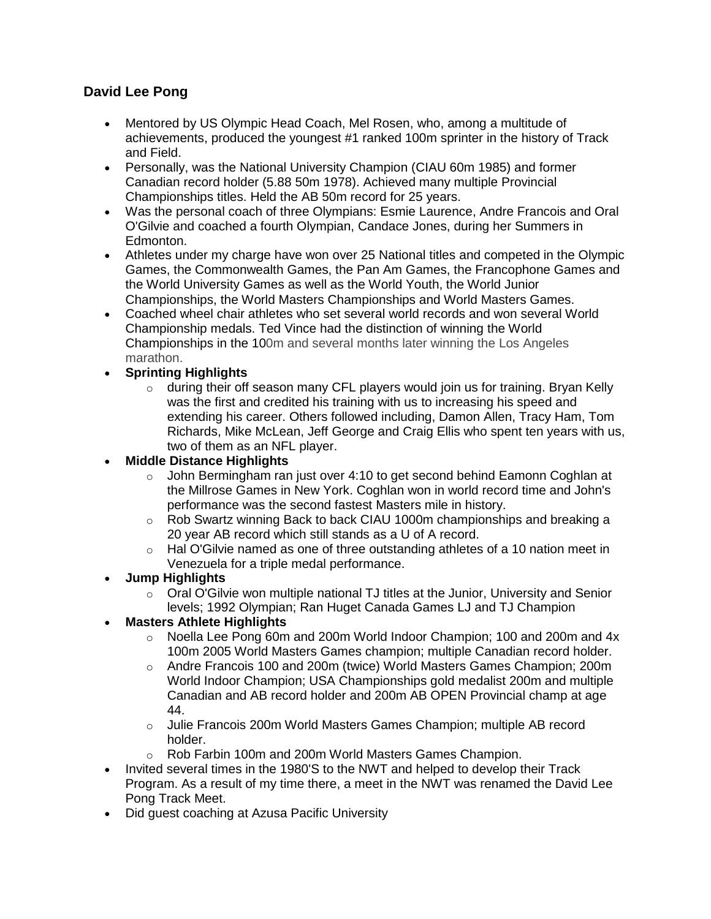## David Lee Pong

- Mentored by US Olympic Head Coach, Mel Rosen, who, among a multitude of achievements, produced the youngest #1 ranked 100m sprinter in the history of Track and Field.
- Personally, was the National University Champion (CIAU 60m 1985) and former Canadian record holder (5.88 50m 1978). Achieved many multiple Provincial Championships titles. Held the AB 50m record for 25 years.
- Was the personal coach of three Olympians: Esmie Laurence, Andre Francois and Oral O'Gilvie and coached a fourth Olympian, Candace Jones, during her Summers in Edmonton.
- Athletes under my charge have won over 25 National titles and competed in the Olympic Games, the Commonwealth Games, the Pan Am Games, the Francophone Games and the World University Games as well as the World Youth, the World Junior Championships, the World Masters Championships and World Masters Games.
- Coached wheel chair athletes who set several world records and won several World Championship medals. Ted Vince had the distinction of winning the World Championships in the 100m and several months later winning the Los Angeles marathon.
- **Sprinting Highlights**
  - during their off season many CFL players would join us for training. Bryan Kelly was the first and credited his training with us to increasing his speed and extending his career. Others followed including, Damon Allen, Tracy Ham, Tom Richards, Mike McLean, Jeff George and Craig Ellis who spent ten years with us, two of them as an NFL player.
- **Middle Distance Highlights**
  - John Bermingham ran just over 4:10 to get second behind Eamonn Coghlan at the Millrose Games in New York. Coghlan won in world record time and John's performance was the second fastest Masters mile in history.
  - Rob Swartz winning Back to back CIAU 1000m championships and breaking a 20 year AB record which still stands as a U of A record.
  - Hal O'Gilvie named as one of three outstanding athletes of a 10 nation meet in Venezuela for a triple medal performance.
- **Jump Highlights**
  - Oral O'Gilvie won multiple national TJ titles at the Junior, University and Senior levels; 1992 Olympian; Ran Huget Canada Games LJ and TJ Champion
- **Masters Athlete Highlights**
  - Noella Lee Pong 60m and 200m World Indoor Champion; 100 and 200m and 4x 100m 2005 World Masters Games champion; multiple Canadian record holder.
  - Andre Francois 100 and 200m (twice) World Masters Games Champion; 200m World Indoor Champion; USA Championships gold medalist 200m and multiple Canadian and AB record holder and 200m AB OPEN Provincial champ at age 44.
  - Julie Francois 200m World Masters Games Champion; multiple AB record holder.
  - Rob Farbin 100m and 200m World Masters Games Champion.
- Invited several times in the 1980'S to the NWT and helped to develop their Track Program. As a result of my time there, a meet in the NWT was renamed the David Lee Pong Track Meet.
- Did guest coaching at Azusa Pacific University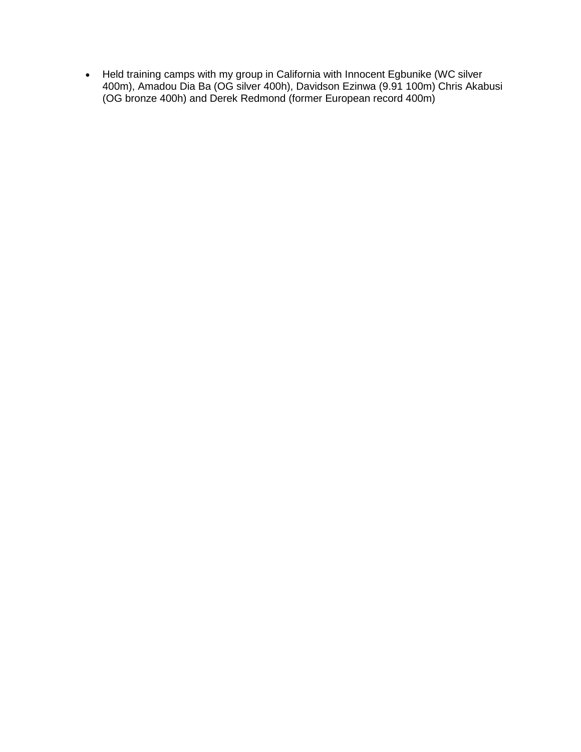- Held training camps with my group in California with Innocent Egbunike (WC silver 400m), Amadou Dia Ba (OG silver 400h), Davidson Ezinwa (9.91 100m) Chris Akabusi (OG bronze 400h) and Derek Redmond (former European record 400m)